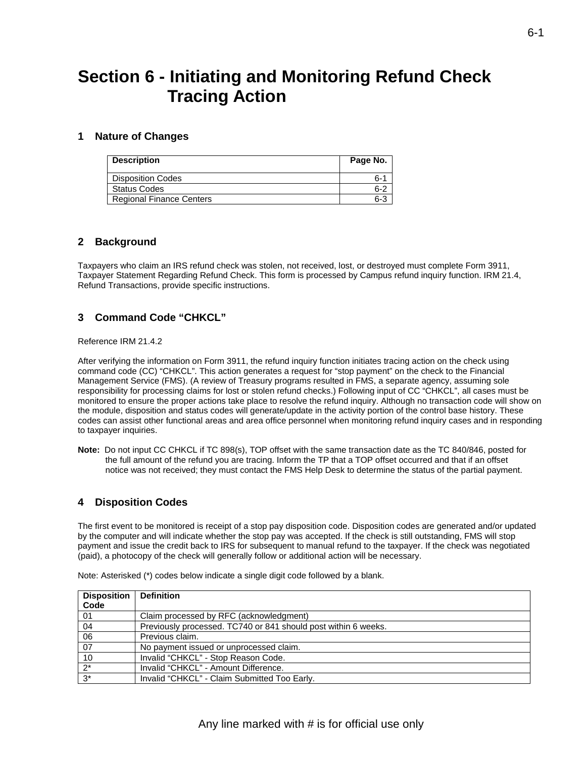# Section 6 - Initiating and Monitoring Refund Check Tracing Action

## 1 Nature of Changes

| Description | Page No. |
|---|---|
| Disposition Codes | 6-1 |
| Status Codes | 6-2 |
| Regional Finance Centers | 6-3 |

## 2 Background

Taxpayers who claim an IRS refund check was stolen, not received, lost, or destroyed must complete Form 3911, Taxpayer Statement Regarding Refund Check. This form is processed by Campus refund inquiry function. IRM 21.4, Refund Transactions, provide specific instructions.

## 3 Command Code "CHKCL"

Reference IRM 21.4.2

After verifying the information on Form 3911, the refund inquiry function initiates tracing action on the check using command code (CC) "CHKCL". This action generates a request for "stop payment" on the check to the Financial Management Service (FMS). (A review of Treasury programs resulted in FMS, a separate agency, assuming sole responsibility for processing claims for lost or stolen refund checks.) Following input of CC "CHKCL", all cases must be monitored to ensure the proper actions take place to resolve the refund inquiry. Although no transaction code will show on the module, disposition and status codes will generate/update in the activity portion of the control base history. These codes can assist other functional areas and area office personnel when monitoring refund inquiry cases and in responding to taxpayer inquiries.

**Note:** Do not input CC CHKCL if TC 898(s), TOP offset with the same transaction date as the TC 840/846, posted for the full amount of the refund you are tracing. Inform the TP that a TOP offset occurred and that if an offset notice was not received; they must contact the FMS Help Desk to determine the status of the partial payment.

## 4 Disposition Codes

The first event to be monitored is receipt of a stop pay disposition code. Disposition codes are generated and/or updated by the computer and will indicate whether the stop pay was accepted. If the check is still outstanding, FMS will stop payment and issue the credit back to IRS for subsequent to manual refund to the taxpayer. If the check was negotiated (paid), a photocopy of the check will generally follow or additional action will be necessary.

Note: Asterisked (*) codes below indicate a single digit code followed by a blank.

| Disposition Code | Definition |
|---|---|
| 01 | Claim processed by RFC (acknowledgment) |
| 04 | Previously processed. TC740 or 841 should post within 6 weeks. |
| 06 | Previous claim. |
| 07 | No payment issued or unprocessed claim. |
| 10 | Invalid "CHKCL" - Stop Reason Code. |
| 2* | Invalid "CHKCL" - Amount Difference. |
| 3* | Invalid "CHKCL" - Claim Submitted Too Early. |

Any line marked with # is for official use only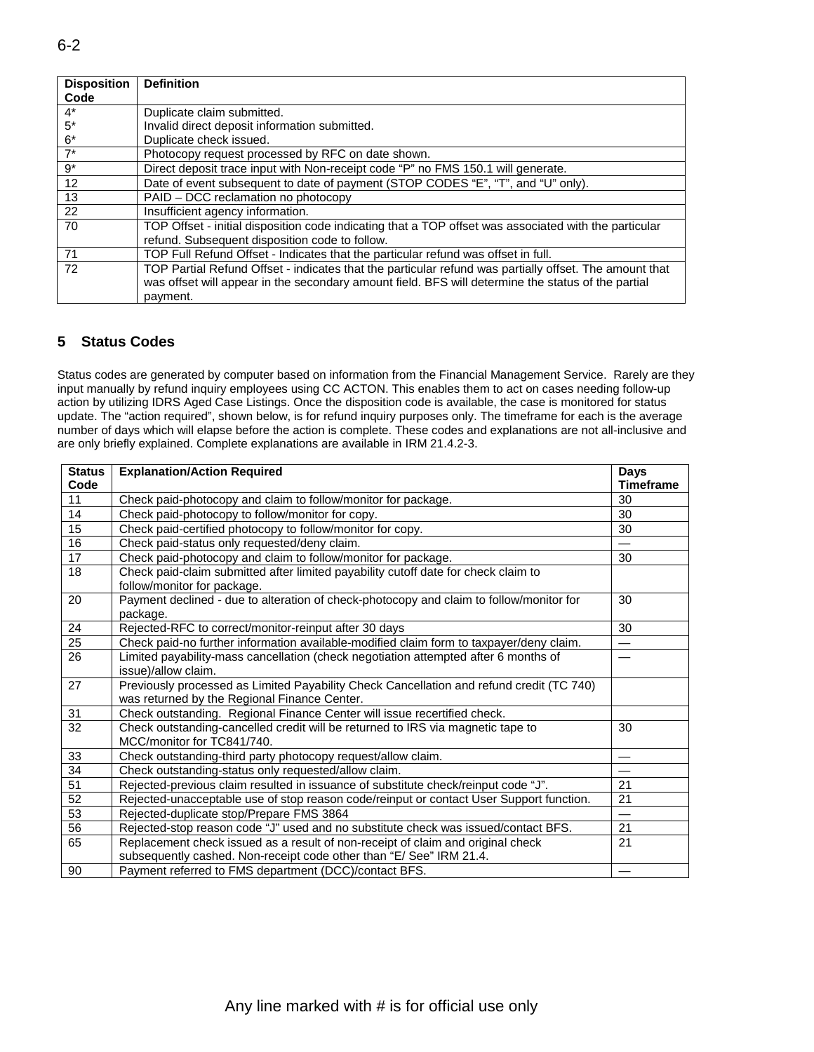| Disposition Code | Definition |
|---|---|
| 4* | Duplicate claim submitted. |
| 5* | Invalid direct deposit information submitted. |
| 6* | Duplicate check issued. |
| 7* | Photocopy request processed by RFC on date shown. |
| 9* | Direct deposit trace input with Non-receipt code "P" no FMS 150.1 will generate. |
| 12 | Date of event subsequent to date of payment (STOP CODES "E", "T", and "U" only). |
| 13 | PAID – DCC reclamation no photocopy |
| 22 | Insufficient agency information. |
| 70 | TOP Offset - initial disposition code indicating that a TOP offset was associated with the particular refund. Subsequent disposition code to follow. |
| 71 | TOP Full Refund Offset - Indicates that the particular refund was offset in full. |
| 72 | TOP Partial Refund Offset - indicates that the particular refund was partially offset. The amount that was offset will appear in the secondary amount field. BFS will determine the status of the partial payment. |

## 5 Status Codes

Status codes are generated by computer based on information from the Financial Management Service. Rarely are they input manually by refund inquiry employees using CC ACTON. This enables them to act on cases needing follow-up action by utilizing IDRS Aged Case Listings. Once the disposition code is available, the case is monitored for status update. The "action required", shown below, is for refund inquiry purposes only. The timeframe for each is the average number of days which will elapse before the action is complete. These codes and explanations are not all-inclusive and are only briefly explained. Complete explanations are available in IRM 21.4.2-3.

| Status Code | Explanation/Action Required | Days Timeframe |
|---|---|---|
| 11 | Check paid-photocopy and claim to follow/monitor for package. | 30 |
| 14 | Check paid-photocopy to follow/monitor for copy. | 30 |
| 15 | Check paid-certified photocopy to follow/monitor for copy. | 30 |
| 16 | Check paid-status only requested/deny claim. | — |
| 17 | Check paid-photocopy and claim to follow/monitor for package. | 30 |
| 18 | Check paid-claim submitted after limited payability cutoff date for check claim to follow/monitor for package. | |
| 20 | Payment declined - due to alteration of check-photocopy and claim to follow/monitor for package. | 30 |
| 24 | Rejected-RFC to correct/monitor-reinput after 30 days | 30 |
| 25 | Check paid-no further information available-modified claim form to taxpayer/deny claim. | — |
| 26 | Limited payability-mass cancellation (check negotiation attempted after 6 months of issue)/allow claim. | — |
| 27 | Previously processed as Limited Payability Check Cancellation and refund credit (TC 740) was returned by the Regional Finance Center. | |
| 31 | Check outstanding. Regional Finance Center will issue recertified check. | |
| 32 | Check outstanding-cancelled credit will be returned to IRS via magnetic tape to MCC/monitor for TC841/740. | 30 |
| 33 | Check outstanding-third party photocopy request/allow claim. | — |
| 34 | Check outstanding-status only requested/allow claim. | — |
| 51 | Rejected-previous claim resulted in issuance of substitute check/reinput code "J". | 21 |
| 52 | Rejected-unacceptable use of stop reason code/reinput or contact User Support function. | 21 |
| 53 | Rejected-duplicate stop/Prepare FMS 3864 | — |
| 56 | Rejected-stop reason code "J" used and no substitute check was issued/contact BFS. | 21 |
| 65 | Replacement check issued as a result of non-receipt of claim and original check subsequently cashed. Non-receipt code other than "E/ See" IRM 21.4. | 21 |
| 90 | Payment referred to FMS department (DCC)/contact BFS. | — |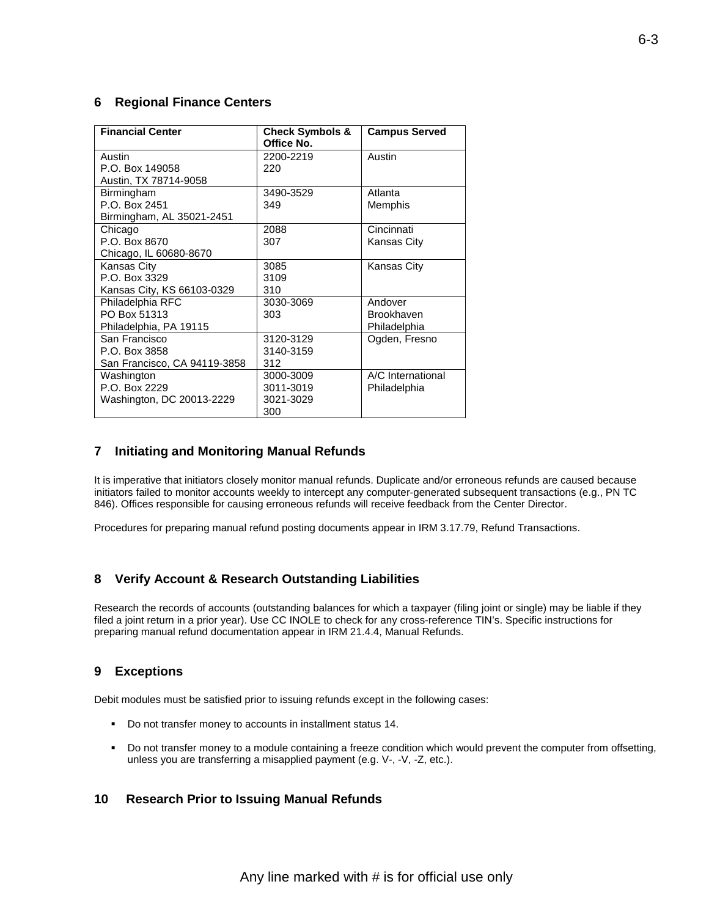## 6 Regional Finance Centers

| Financial Center | Check Symbols & Office No. | Campus Served |
|---|---|---|
| Austin<br>P.O. Box 149058<br>Austin, TX 78714-9058 | 2200-2219<br>220 | Austin |
| Birmingham<br>P.O. Box 2451<br>Birmingham, AL 35021-2451 | 3490-3529<br>349 | Atlanta<br>Memphis |
| Chicago<br>P.O. Box 8670<br>Chicago, IL 60680-8670 | 2088<br>307 | Cincinnati<br>Kansas City |
| Kansas City<br>P.O. Box 3329<br>Kansas City, KS 66103-0329 | 3085<br>3109<br>310 | Kansas City |
| Philadelphia RFC<br>PO Box 51313<br>Philadelphia, PA 19115 | 3030-3069<br>303 | Andover<br>Brookhaven<br>Philadelphia |
| San Francisco<br>P.O. Box 3858<br>San Francisco, CA 94119-3858 | 3120-3129<br>3140-3159<br>312 | Ogden, Fresno |
| Washington<br>P.O. Box 2229<br>Washington, DC 20013-2229 | 3000-3009<br>3011-3019<br>3021-3029<br>300 | A/C International<br>Philadelphia |

## 7 Initiating and Monitoring Manual Refunds

It is imperative that initiators closely monitor manual refunds. Duplicate and/or erroneous refunds are caused because initiators failed to monitor accounts weekly to intercept any computer-generated subsequent transactions (e.g., PN TC 846). Offices responsible for causing erroneous refunds will receive feedback from the Center Director.

Procedures for preparing manual refund posting documents appear in IRM 3.17.79, Refund Transactions.

## 8 Verify Account & Research Outstanding Liabilities

Research the records of accounts (outstanding balances for which a taxpayer (filing joint or single) may be liable if they filed a joint return in a prior year). Use CC INOLE to check for any cross-reference TIN's. Specific instructions for preparing manual refund documentation appear in IRM 21.4.4, Manual Refunds.

## 9 Exceptions

Debit modules must be satisfied prior to issuing refunds except in the following cases:

- Do not transfer money to accounts in installment status 14.
- Do not transfer money to a module containing a freeze condition which would prevent the computer from offsetting, unless you are transferring a misapplied payment (e.g. V-, -V, -Z, etc.).

## 10 Research Prior to Issuing Manual Refunds

Any line marked with # is for official use only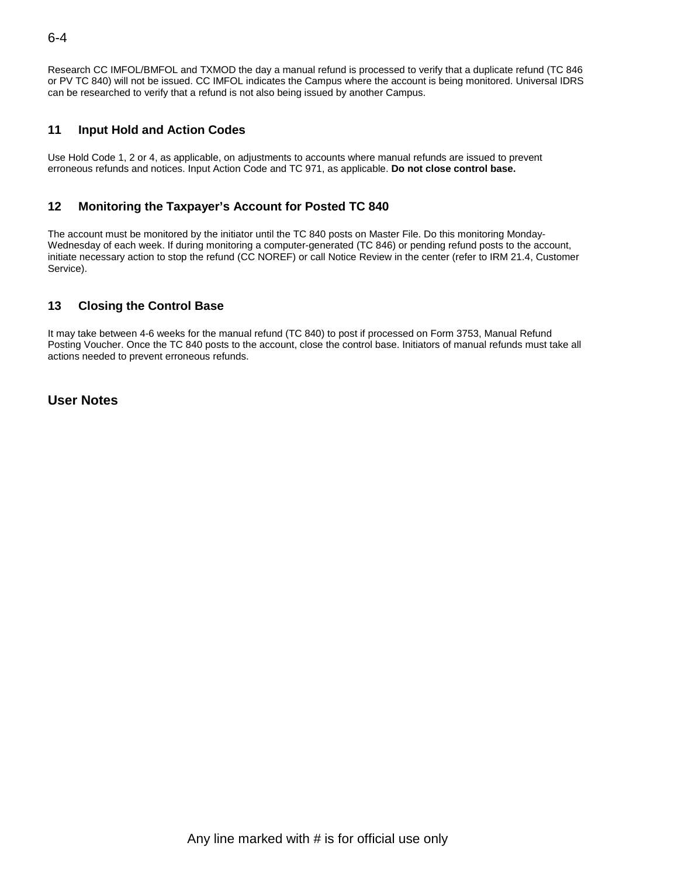Research CC IMFOL/BMFOL and TXMOD the day a manual refund is processed to verify that a duplicate refund (TC 846 or PV TC 840) will not be issued. CC IMFOL indicates the Campus where the account is being monitored. Universal IDRS can be researched to verify that a refund is not also being issued by another Campus.

## 11 Input Hold and Action Codes

Use Hold Code 1, 2 or 4, as applicable, on adjustments to accounts where manual refunds are issued to prevent erroneous refunds and notices. Input Action Code and TC 971, as applicable. **Do not close control base.**

## 12 Monitoring the Taxpayer's Account for Posted TC 840

The account must be monitored by the initiator until the TC 840 posts on Master File. Do this monitoring Monday-Wednesday of each week. If during monitoring a computer-generated (TC 846) or pending refund posts to the account, initiate necessary action to stop the refund (CC NOREF) or call Notice Review in the center (refer to IRM 21.4, Customer Service).

## 13 Closing the Control Base

It may take between 4-6 weeks for the manual refund (TC 840) to post if processed on Form 3753, Manual Refund Posting Voucher. Once the TC 840 posts to the account, close the control base. Initiators of manual refunds must take all actions needed to prevent erroneous refunds.

## User Notes

Any line marked with # is for official use only